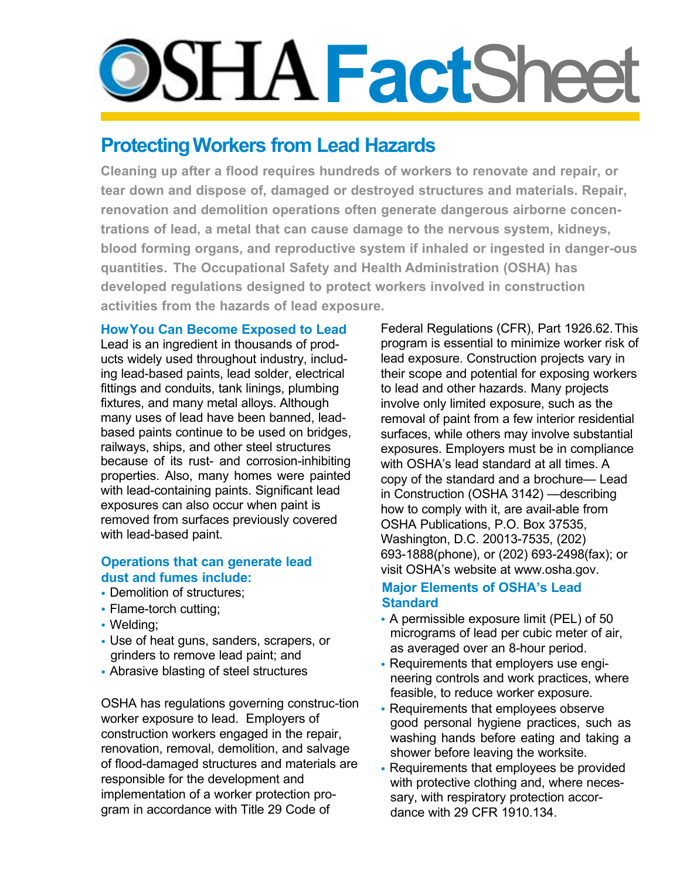# OSHA FactSheet

## Protecting Workers from Lead Hazards

**Cleaning up after a flood requires hundreds of workers to renovate and repair, or tear down and dispose of, damaged or destroyed structures and materials. Repair, renovation and demolition operations often generate dangerous airborne concentrations of lead, a metal that can cause damage to the nervous system, kidneys, blood forming organs, and reproductive system if inhaled or ingested in danger-ous quantities. The Occupational Safety and Health Administration (OSHA) has developed regulations designed to protect workers involved in construction activities from the hazards of lead exposure.**

### How You Can Become Exposed to Lead

Lead is an ingredient in thousands of products widely used throughout industry, including lead-based paints, lead solder, electrical fittings and conduits, tank linings, plumbing fixtures, and many metal alloys. Although many uses of lead have been banned, lead-based paints continue to be used on bridges, railways, ships, and other steel structures because of its rust- and corrosion-inhibiting properties. Also, many homes were painted with lead-containing paints. Significant lead exposures can also occur when paint is removed from surfaces previously covered with lead-based paint.

### Operations that can generate lead dust and fumes include:

- Demolition of structures;
- Flame-torch cutting;
- Welding;
- Use of heat guns, sanders, scrapers, or grinders to remove lead paint; and
- Abrasive blasting of steel structures

OSHA has regulations governing construc-tion worker exposure to lead. Employers of construction workers engaged in the repair, renovation, removal, demolition, and salvage of flood-damaged structures and materials are responsible for the development and implementation of a worker protection program in accordance with Title 29 Code of Federal Regulations (CFR), Part 1926.62. This program is essential to minimize worker risk of lead exposure. Construction projects vary in their scope and potential for exposing workers to lead and other hazards. Many projects involve only limited exposure, such as the removal of paint from a few interior residential surfaces, while others may involve substantial exposures. Employers must be in compliance with OSHA's lead standard at all times. A copy of the standard and a brochure— Lead in Construction (OSHA 3142) —describing how to comply with it, are avail-able from OSHA Publications, P.O. Box 37535, Washington, D.C. 20013-7535, (202) 693-1888(phone), or (202) 693-2498(fax); or visit OSHA's website at www.osha.gov.

### Major Elements of OSHA's Lead Standard

- A permissible exposure limit (PEL) of 50 micrograms of lead per cubic meter of air, as averaged over an 8-hour period.
- Requirements that employers use engineering controls and work practices, where feasible, to reduce worker exposure.
- Requirements that employees observe good personal hygiene practices, such as washing hands before eating and taking a shower before leaving the worksite.
- Requirements that employees be provided with protective clothing and, where necessary, with respiratory protection accordance with 29 CFR 1910.134.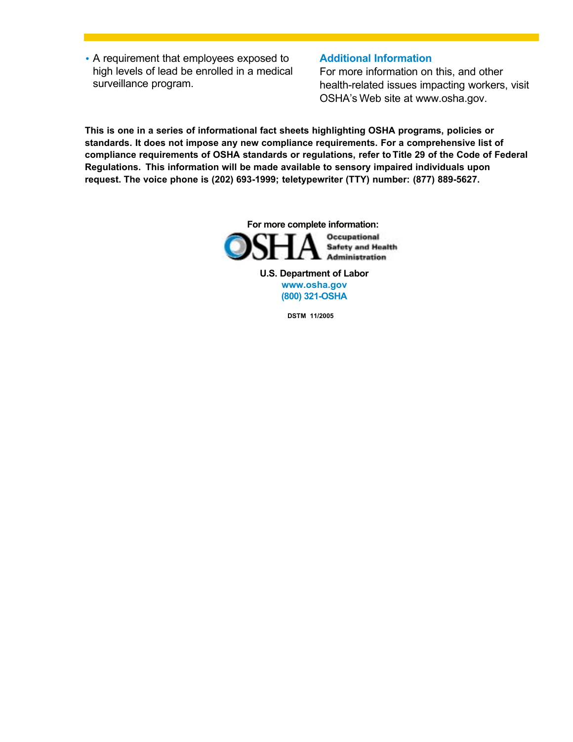- A requirement that employees exposed to high levels of lead be enrolled in a medical surveillance program.

## Additional Information

For more information on this, and other health-related issues impacting workers, visit OSHA's Web site at www.osha.gov.

**This is one in a series of informational fact sheets highlighting OSHA programs, policies or standards. It does not impose any new compliance requirements. For a comprehensive list of compliance requirements of OSHA standards or regulations, refer to Title 29 of the Code of Federal Regulations. This information will be made available to sensory impaired individuals upon request. The voice phone is (202) 693-1999; teletypewriter (TTY) number: (877) 889-5627.**

**For more complete information:**

OSHA Occupational Safety and Health Administration

**U.S. Department of Labor**
**www.osha.gov**
**(800) 321-OSHA**

DSTM 11/2005